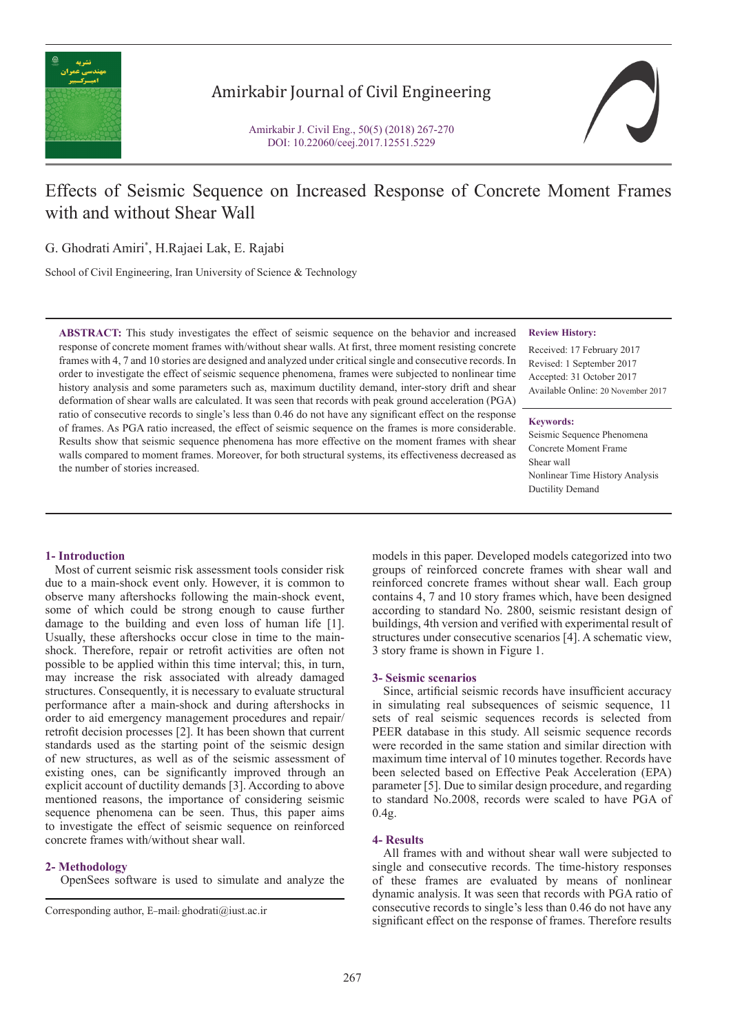# Effects of Seismic Sequence on Increased Response of Concrete Moment Frames with and without Shear Wall

G. Ghodrati Amiri*, H.Rajaei Lak, E. Rajabi

School of Civil Engineering, Iran University of Science & Technology

**ABSTRACT:** This study investigates the effect of seismic sequence on the behavior and increased response of concrete moment frames with/without shear walls. At first, three moment resisting concrete frames with 4, 7 and 10 stories are designed and analyzed under critical single and consecutive records. In order to investigate the effect of seismic sequence phenomena, frames were subjected to nonlinear time history analysis and some parameters such as, maximum ductility demand, inter-story drift and shear deformation of shear walls are calculated. It was seen that records with peak ground acceleration (PGA) ratio of consecutive records to single's less than 0.46 do not have any significant effect on the response of frames. As PGA ratio increased, the effect of seismic sequence on the frames is more considerable. Results show that seismic sequence phenomena has more effective on the moment frames with shear walls compared to moment frames. Moreover, for both structural systems, its effectiveness decreased as the number of stories increased.

**Review History:**

Received: 17 February 2017
Revised: 1 September 2017
Accepted: 31 October 2017
Available Online: 20 November 2017

**Keywords:**

Seismic Sequence Phenomena
Concrete Moment Frame
Shear wall
Nonlinear Time History Analysis
Ductility Demand

## 1- Introduction

Most of current seismic risk assessment tools consider risk due to a main-shock event only. However, it is common to observe many aftershocks following the main-shock event, some of which could be strong enough to cause further damage to the building and even loss of human life [1]. Usually, these aftershocks occur close in time to the main-shock. Therefore, repair or retrofit activities are often not possible to be applied within this time interval; this, in turn, may increase the risk associated with already damaged structures. Consequently, it is necessary to evaluate structural performance after a main-shock and during aftershocks in order to aid emergency management procedures and repair/retrofit decision processes [2]. It has been shown that current standards used as the starting point of the seismic design of new structures, as well as of the seismic assessment of existing ones, can be significantly improved through an explicit account of ductility demands [3]. According to above mentioned reasons, the importance of considering seismic sequence phenomena can be seen. Thus, this paper aims to investigate the effect of seismic sequence on reinforced concrete frames with/without shear wall.

## 2- Methodology

OpenSees software is used to simulate and analyze the models in this paper. Developed models categorized into two groups of reinforced concrete frames with shear wall and reinforced concrete frames without shear wall. Each group contains 4, 7 and 10 story frames which, have been designed according to standard No. 2800, seismic resistant design of buildings, 4th version and verified with experimental result of structures under consecutive scenarios [4]. A schematic view, 3 story frame is shown in Figure 1.

## 3- Seismic scenarios

Since, artificial seismic records have insufficient accuracy in simulating real subsequences of seismic sequence, 11 sets of real seismic sequences records is selected from PEER database in this study. All seismic sequence records were recorded in the same station and similar direction with maximum time interval of 10 minutes together. Records have been selected based on Effective Peak Acceleration (EPA) parameter [5]. Due to similar design procedure, and regarding to standard No.2008, records were scaled to have PGA of 0.4g.

## 4- Results

All frames with and without shear wall were subjected to single and consecutive records. The time-history responses of these frames are evaluated by means of nonlinear dynamic analysis. It was seen that records with PGA ratio of consecutive records to single's less than 0.46 do not have any significant effect on the response of frames. Therefore results

Corresponding author, E-mail: ghodrati@iust.ac.ir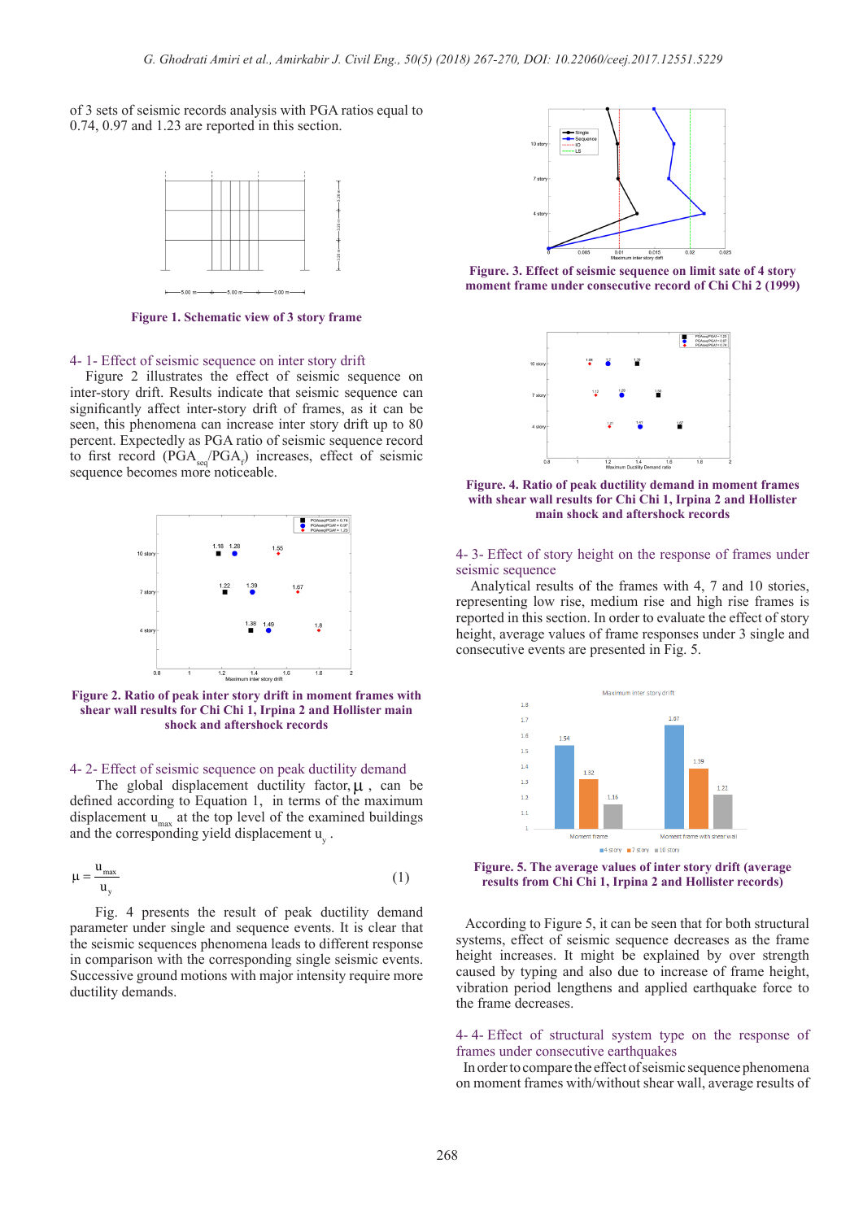of 3 sets of seismic records analysis with PGA ratios equal to 0.74, 0.97 and 1.23 are reported in this section.

**Figure 1. Schematic view of 3 story frame**

## 4- 1- Effect of seismic sequence on inter story drift

Figure 2 illustrates the effect of seismic sequence on inter-story drift. Results indicate that seismic sequence can significantly affect inter-story drift of frames, as it can be seen, this phenomena can increase inter story drift up to 80 percent. Expectedly as PGA ratio of seismic sequence record to first record ($PGA_{seq}/PGA_f$) increases, effect of seismic sequence becomes more noticeable.

**Figure 2. Ratio of peak inter story drift in moment frames with shear wall results for Chi Chi 1, Irpina 2 and Hollister main shock and aftershock records**

## 4- 2- Effect of seismic sequence on peak ductility demand

The global displacement ductility factor, $\mu$ , can be defined according to Equation 1, in terms of the maximum displacement $u_{max}$ at the top level of the examined buildings and the corresponding yield displacement $u_y$ .

$$\mu = \frac{u_{max}}{u_y} \tag{1}$$

Fig. 4 presents the result of peak ductility demand parameter under single and sequence events. It is clear that the seismic sequences phenomena leads to different response in comparison with the corresponding single seismic events. Successive ground motions with major intensity require more ductility demands.

**Figure. 3. Effect of seismic sequence on limit sate of 4 story moment frame under consecutive record of Chi Chi 2 (1999)**

**Figure. 4. Ratio of peak ductility demand in moment frames with shear wall results for Chi Chi 1, Irpina 2 and Hollister main shock and aftershock records**

## 4- 3- Effect of story height on the response of frames under seismic sequence

Analytical results of the frames with 4, 7 and 10 stories, representing low rise, medium rise and high rise frames is reported in this section. In order to evaluate the effect of story height, average values of frame responses under 3 single and consecutive events are presented in Fig. 5.

**Figure. 5. The average values of inter story drift (average results from Chi Chi 1, Irpina 2 and Hollister records)**

According to Figure 5, it can be seen that for both structural systems, effect of seismic sequence decreases as the frame height increases. It might be explained by over strength caused by typing and also due to increase of frame height, vibration period lengthens and applied earthquake force to the frame decreases.

## 4- 4- Effect of structural system type on the response of frames under consecutive earthquakes

In order to compare the effect of seismic sequence phenomena on moment frames with/without shear wall, average results of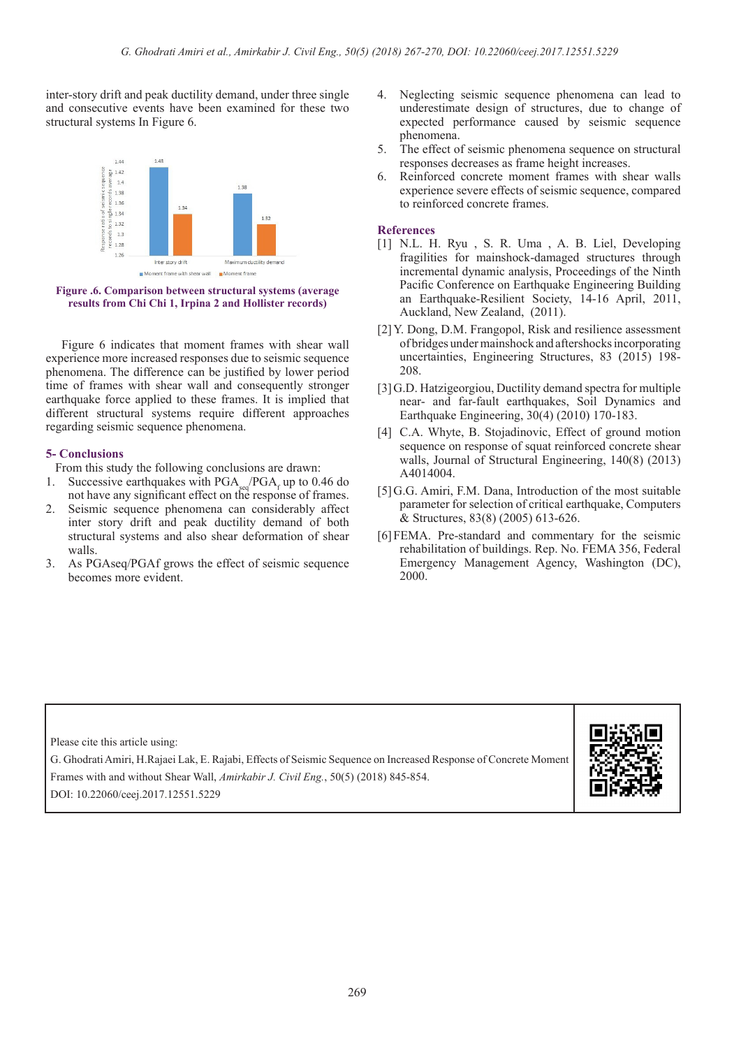inter-story drift and peak ductility demand, under three single and consecutive events have been examined for these two structural systems In Figure 6.

1.44
1.42
1.4
1.38
1.36
1.34
1.32
1.3
1.28
1.26

Response ratio of seismic sequence records to single records average

1.43
1.34
1.38
1.32

Inter story drift
Maximum ductility demand

Moment frame with shear wall
Moment frame

**Figure .6. Comparison between structural systems (average results from Chi Chi 1, Irpina 2 and Hollister records)**

Figure 6 indicates that moment frames with shear wall experience more increased responses due to seismic sequence phenomena. The difference can be justified by lower period time of frames with shear wall and consequently stronger earthquake force applied to these frames. It is implied that different structural systems require different approaches regarding seismic sequence phenomena.

## 5- Conclusions

From this study the following conclusions are drawn:

1. Successive earthquakes with $PGA_{seq}/PGA_f$ up to 0.46 do not have any significant effect on the response of frames.
2. Seismic sequence phenomena can considerably affect inter story drift and peak ductility demand of both structural systems and also shear deformation of shear walls.
3. As PGAseq/PGAf grows the effect of seismic sequence becomes more evident.
4. Neglecting seismic sequence phenomena can lead to underestimate design of structures, due to change of expected performance caused by seismic sequence phenomena.
5. The effect of seismic phenomena sequence on structural responses decreases as frame height increases.
6. Reinforced concrete moment frames with shear walls experience severe effects of seismic sequence, compared to reinforced concrete frames.

## References

[1] N.L. H. Ryu , S. R. Uma , A. B. Liel, Developing fragilities for mainshock-damaged structures through incremental dynamic analysis, Proceedings of the Ninth Pacific Conference on Earthquake Engineering Building an Earthquake-Resilient Society, 14-16 April, 2011, Auckland, New Zealand, (2011).

[2] Y. Dong, D.M. Frangopol, Risk and resilience assessment of bridges under mainshock and aftershocks incorporating uncertainties, Engineering Structures, 83 (2015) 198-208.

[3] G.D. Hatzigeorgiou, Ductility demand spectra for multiple near- and far-fault earthquakes, Soil Dynamics and Earthquake Engineering, 30(4) (2010) 170-183.

[4] C.A. Whyte, B. Stojadinovic, Effect of ground motion sequence on response of squat reinforced concrete shear walls, Journal of Structural Engineering, 140(8) (2013) A4014004.

[5] G.G. Amiri, F.M. Dana, Introduction of the most suitable parameter for selection of critical earthquake, Computers & Structures, 83(8) (2005) 613-626.

[6] FEMA. Pre-standard and commentary for the seismic rehabilitation of buildings. Rep. No. FEMA 356, Federal Emergency Management Agency, Washington (DC), 2000.

Please cite this article using:

G. Ghodrati Amiri, H.Rajaei Lak, E. Rajabi, Effects of Seismic Sequence on Increased Response of Concrete Moment Frames with and without Shear Wall, *Amirkabir J. Civil Eng.*, 50(5) (2018) 845-854.

DOI: 10.22060/ceej.2017.12551.5229